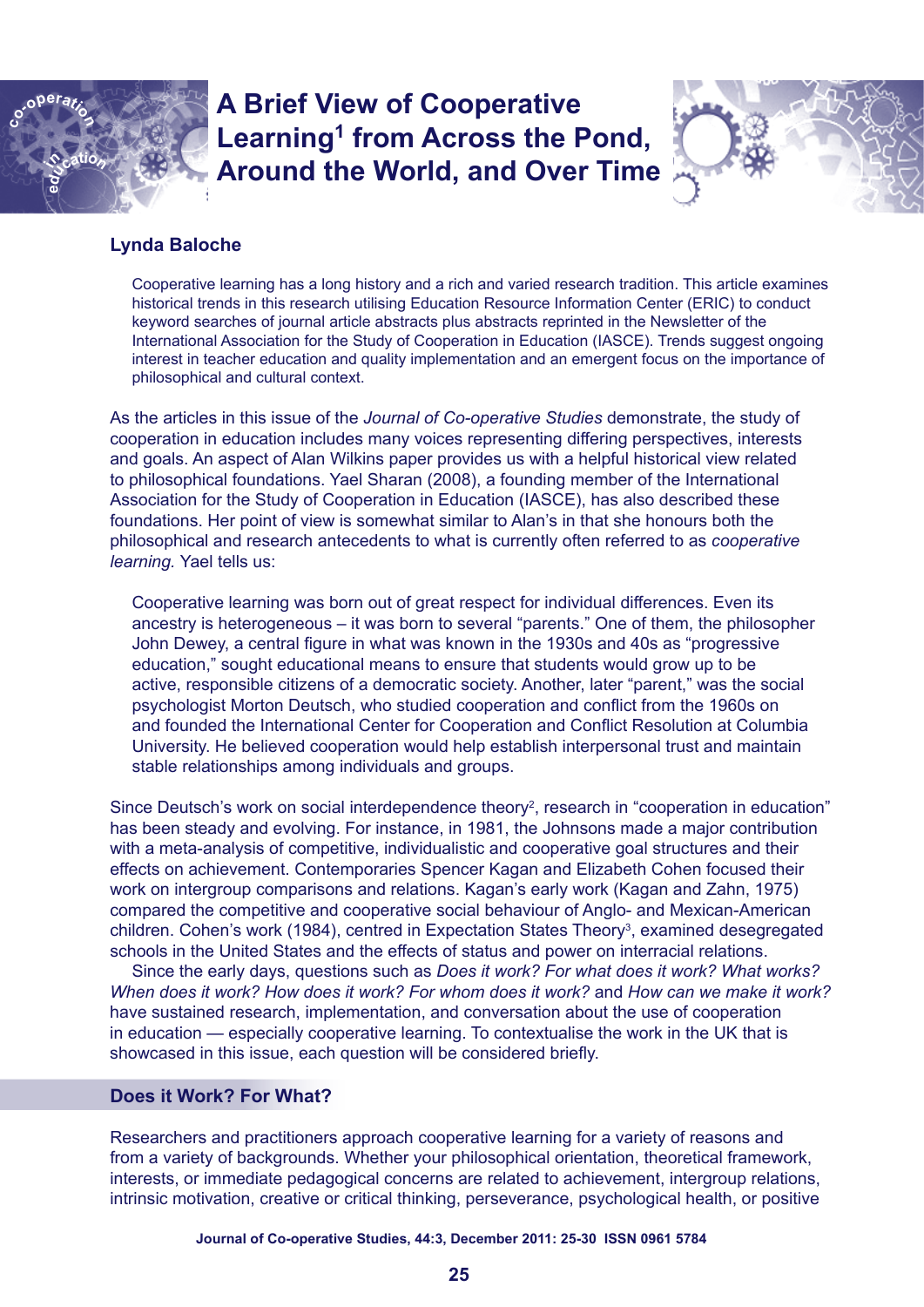# A Brief View of Cooperative Learning[1] from Across the Pond, Around the World, and Over Time

**Lynda Baloche**

Cooperative learning has a long history and a rich and varied research tradition. This article examines historical trends in this research utilising Education Resource Information Center (ERIC) to conduct keyword searches of journal article abstracts plus abstracts reprinted in the Newsletter of the International Association for the Study of Cooperation in Education (IASCE). Trends suggest ongoing interest in teacher education and quality implementation and an emergent focus on the importance of philosophical and cultural context.

As the articles in this issue of the *Journal of Co-operative Studies* demonstrate, the study of cooperation in education includes many voices representing differing perspectives, interests and goals. An aspect of Alan Wilkins paper provides us with a helpful historical view related to philosophical foundations. Yael Sharan (2008), a founding member of the International Association for the Study of Cooperation in Education (IASCE), has also described these foundations. Her point of view is somewhat similar to Alan's in that she honours both the philosophical and research antecedents to what is currently often referred to as *cooperative learning.* Yael tells us:

> Cooperative learning was born out of great respect for individual differences. Even its ancestry is heterogeneous – it was born to several "parents." One of them, the philosopher John Dewey, a central figure in what was known in the 1930s and 40s as "progressive education," sought educational means to ensure that students would grow up to be active, responsible citizens of a democratic society. Another, later "parent," was the social psychologist Morton Deutsch, who studied cooperation and conflict from the 1960s on and founded the International Center for Cooperation and Conflict Resolution at Columbia University. He believed cooperation would help establish interpersonal trust and maintain stable relationships among individuals and groups.

Since Deutsch's work on social interdependence theory[2], research in "cooperation in education" has been steady and evolving. For instance, in 1981, the Johnsons made a major contribution with a meta-analysis of competitive, individualistic and cooperative goal structures and their effects on achievement. Contemporaries Spencer Kagan and Elizabeth Cohen focused their work on intergroup comparisons and relations. Kagan's early work (Kagan and Zahn, 1975) compared the competitive and cooperative social behaviour of Anglo- and Mexican-American children. Cohen's work (1984), centred in Expectation States Theory[3], examined desegregated schools in the United States and the effects of status and power on interracial relations.

Since the early days, questions such as *Does it work? For what does it work? What works? When does it work? How does it work? For whom does it work?* and *How can we make it work?* have sustained research, implementation, and conversation about the use of cooperation in education — especially cooperative learning. To contextualise the work in the UK that is showcased in this issue, each question will be considered briefly.

## Does it Work? For What?

Researchers and practitioners approach cooperative learning for a variety of reasons and from a variety of backgrounds. Whether your philosophical orientation, theoretical framework, interests, or immediate pedagogical concerns are related to achievement, intergroup relations, intrinsic motivation, creative or critical thinking, perseverance, psychological health, or positive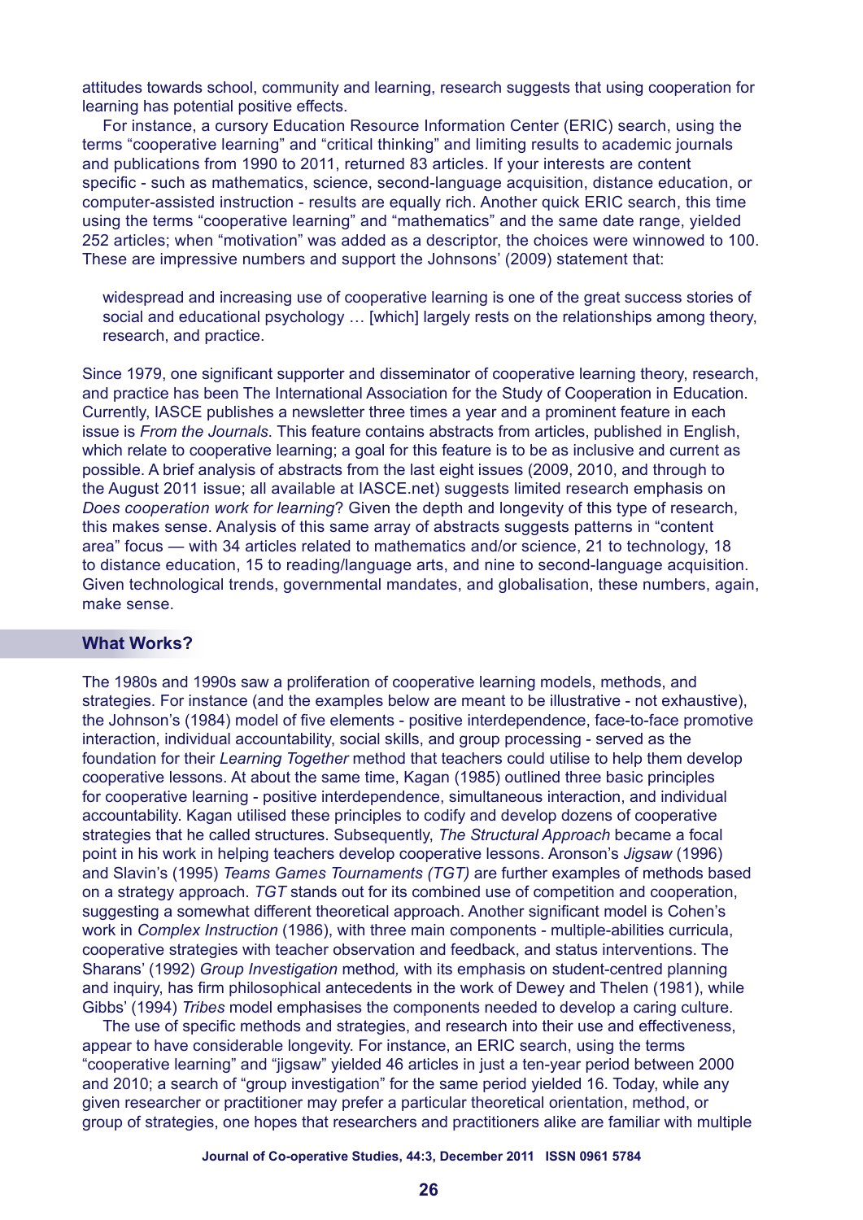attitudes towards school, community and learning, research suggests that using cooperation for learning has potential positive effects.

For instance, a cursory Education Resource Information Center (ERIC) search, using the terms "cooperative learning" and "critical thinking" and limiting results to academic journals and publications from 1990 to 2011, returned 83 articles. If your interests are content specific - such as mathematics, science, second-language acquisition, distance education, or computer-assisted instruction - results are equally rich. Another quick ERIC search, this time using the terms "cooperative learning" and "mathematics" and the same date range, yielded 252 articles; when "motivation" was added as a descriptor, the choices were winnowed to 100. These are impressive numbers and support the Johnsons' (2009) statement that:

> widespread and increasing use of cooperative learning is one of the great success stories of social and educational psychology … [which] largely rests on the relationships among theory, research, and practice.

Since 1979, one significant supporter and disseminator of cooperative learning theory, research, and practice has been The International Association for the Study of Cooperation in Education. Currently, IASCE publishes a newsletter three times a year and a prominent feature in each issue is *From the Journals*. This feature contains abstracts from articles, published in English, which relate to cooperative learning; a goal for this feature is to be as inclusive and current as possible. A brief analysis of abstracts from the last eight issues (2009, 2010, and through to the August 2011 issue; all available at IASCE.net) suggests limited research emphasis on *Does cooperation work for learning*? Given the depth and longevity of this type of research, this makes sense. Analysis of this same array of abstracts suggests patterns in "content area" focus — with 34 articles related to mathematics and/or science, 21 to technology, 18 to distance education, 15 to reading/language arts, and nine to second-language acquisition. Given technological trends, governmental mandates, and globalisation, these numbers, again, make sense.

## What Works?

The 1980s and 1990s saw a proliferation of cooperative learning models, methods, and strategies. For instance (and the examples below are meant to be illustrative - not exhaustive), the Johnson's (1984) model of five elements - positive interdependence, face-to-face promotive interaction, individual accountability, social skills, and group processing - served as the foundation for their *Learning Together* method that teachers could utilise to help them develop cooperative lessons. At about the same time, Kagan (1985) outlined three basic principles for cooperative learning - positive interdependence, simultaneous interaction, and individual accountability. Kagan utilised these principles to codify and develop dozens of cooperative strategies that he called structures. Subsequently, *The Structural Approach* became a focal point in his work in helping teachers develop cooperative lessons. Aronson's *Jigsaw* (1996) and Slavin's (1995) *Teams Games Tournaments (TGT)* are further examples of methods based on a strategy approach. *TGT* stands out for its combined use of competition and cooperation, suggesting a somewhat different theoretical approach. Another significant model is Cohen's work in *Complex Instruction* (1986), with three main components - multiple-abilities curricula, cooperative strategies with teacher observation and feedback, and status interventions. The Sharans' (1992) *Group Investigation* method, with its emphasis on student-centred planning and inquiry, has firm philosophical antecedents in the work of Dewey and Thelen (1981), while Gibbs' (1994) *Tribes* model emphasises the components needed to develop a caring culture.

The use of specific methods and strategies, and research into their use and effectiveness, appear to have considerable longevity. For instance, an ERIC search, using the terms "cooperative learning" and "jigsaw" yielded 46 articles in just a ten-year period between 2000 and 2010; a search of "group investigation" for the same period yielded 16. Today, while any given researcher or practitioner may prefer a particular theoretical orientation, method, or group of strategies, one hopes that researchers and practitioners alike are familiar with multiple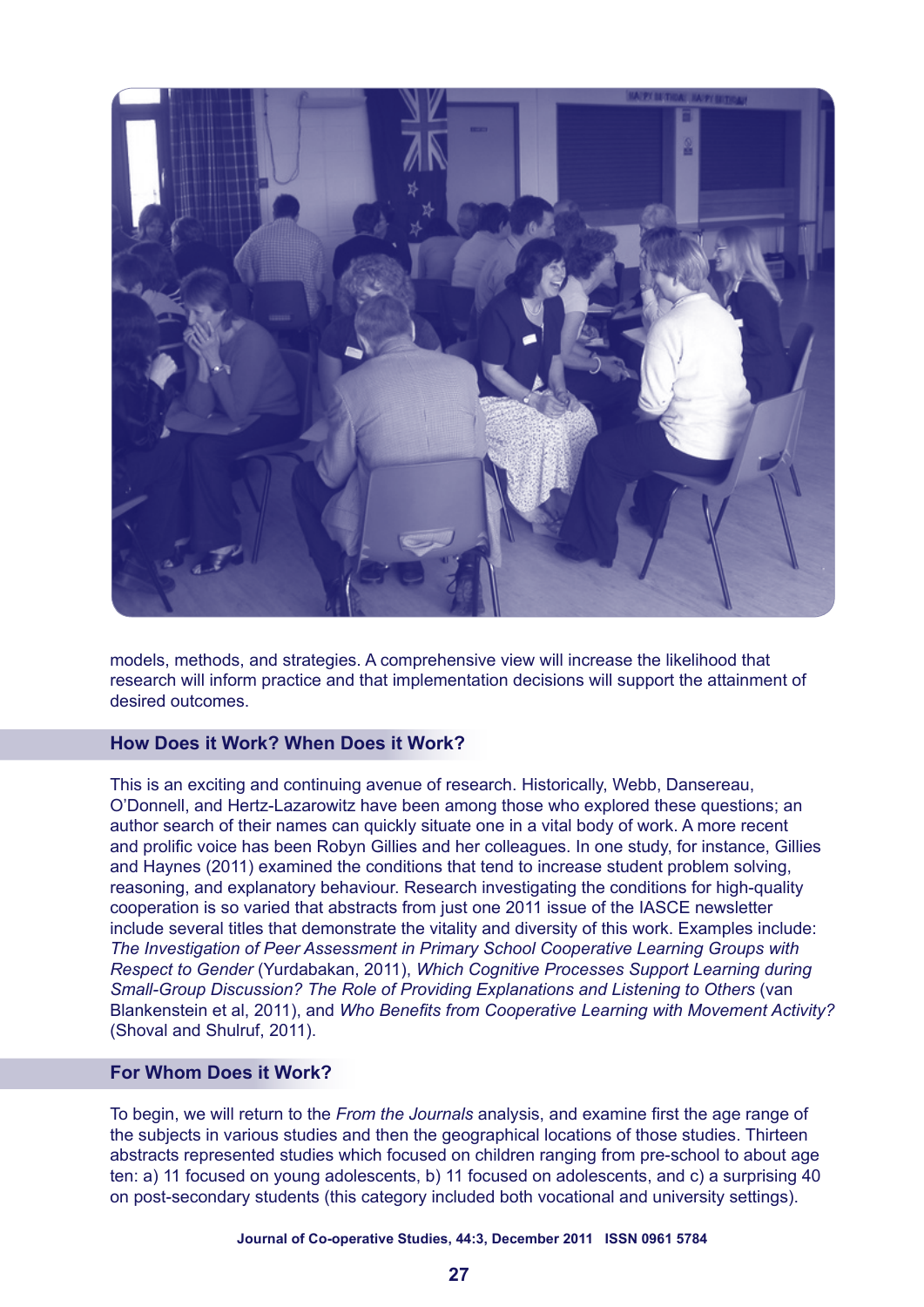models, methods, and strategies. A comprehensive view will increase the likelihood that research will inform practice and that implementation decisions will support the attainment of desired outcomes.

## How Does it Work? When Does it Work?

This is an exciting and continuing avenue of research. Historically, Webb, Dansereau, O'Donnell, and Hertz-Lazarowitz have been among those who explored these questions; an author search of their names can quickly situate one in a vital body of work. A more recent and prolific voice has been Robyn Gillies and her colleagues. In one study, for instance, Gillies and Haynes (2011) examined the conditions that tend to increase student problem solving, reasoning, and explanatory behaviour. Research investigating the conditions for high-quality cooperation is so varied that abstracts from just one 2011 issue of the IASCE newsletter include several titles that demonstrate the vitality and diversity of this work. Examples include: *The Investigation of Peer Assessment in Primary School Cooperative Learning Groups with Respect to Gender* (Yurdabakan, 2011), *Which Cognitive Processes Support Learning during Small-Group Discussion? The Role of Providing Explanations and Listening to Others* (van Blankenstein et al, 2011), and *Who Benefits from Cooperative Learning with Movement Activity?* (Shoval and Shulruf, 2011).

## For Whom Does it Work?

To begin, we will return to the *From the Journals* analysis, and examine first the age range of the subjects in various studies and then the geographical locations of those studies. Thirteen abstracts represented studies which focused on children ranging from pre-school to about age ten: a) 11 focused on young adolescents, b) 11 focused on adolescents, and c) a surprising 40 on post-secondary students (this category included both vocational and university settings).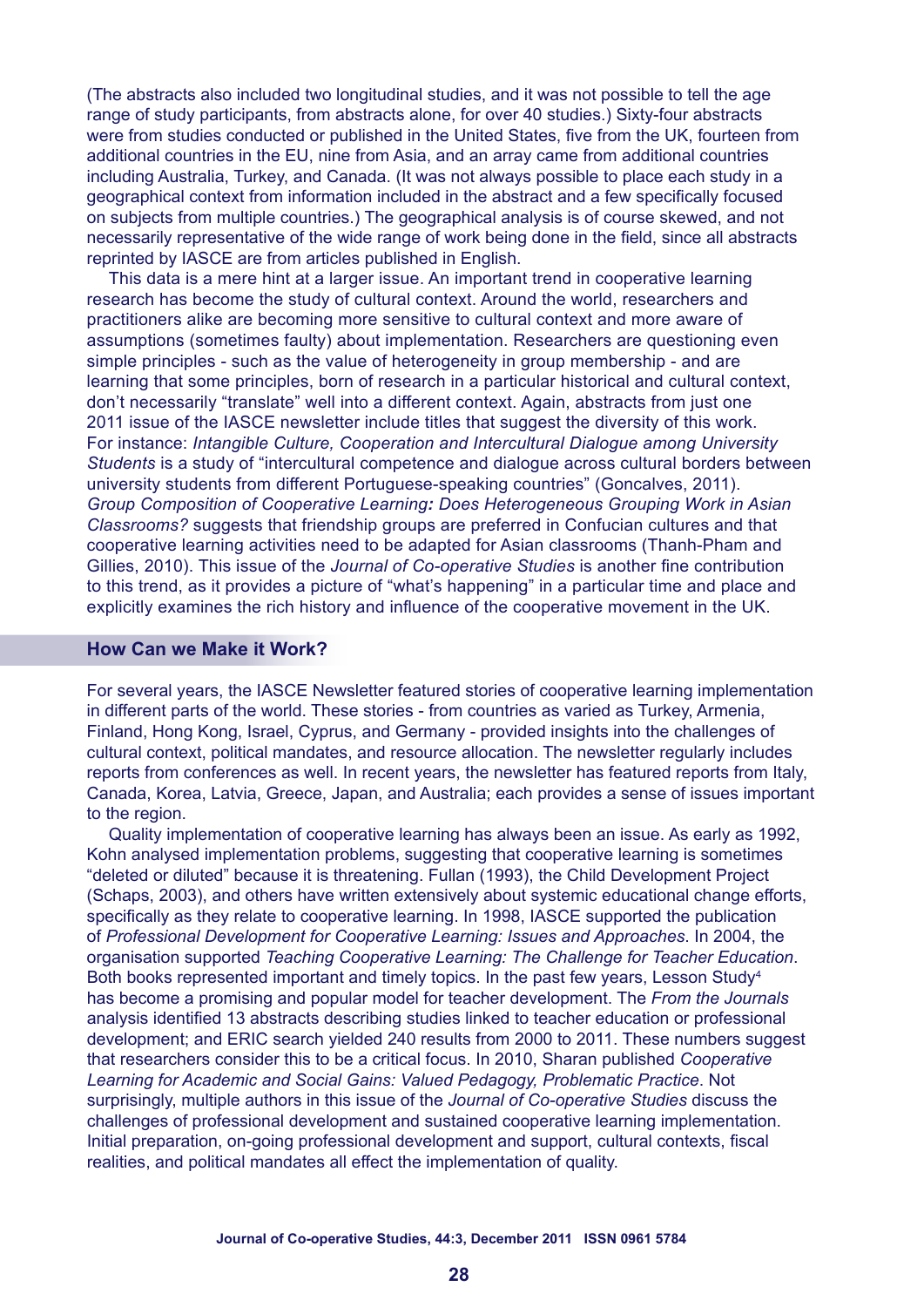(The abstracts also included two longitudinal studies, and it was not possible to tell the age range of study participants, from abstracts alone, for over 40 studies.) Sixty-four abstracts were from studies conducted or published in the United States, five from the UK, fourteen from additional countries in the EU, nine from Asia, and an array came from additional countries including Australia, Turkey, and Canada. (It was not always possible to place each study in a geographical context from information included in the abstract and a few specifically focused on subjects from multiple countries.) The geographical analysis is of course skewed, and not necessarily representative of the wide range of work being done in the field, since all abstracts reprinted by IASCE are from articles published in English.

This data is a mere hint at a larger issue. An important trend in cooperative learning research has become the study of cultural context. Around the world, researchers and practitioners alike are becoming more sensitive to cultural context and more aware of assumptions (sometimes faulty) about implementation. Researchers are questioning even simple principles - such as the value of heterogeneity in group membership - and are learning that some principles, born of research in a particular historical and cultural context, don't necessarily "translate" well into a different context. Again, abstracts from just one 2011 issue of the IASCE newsletter include titles that suggest the diversity of this work. For instance: *Intangible Culture, Cooperation and Intercultural Dialogue among University Students* is a study of "intercultural competence and dialogue across cultural borders between university students from different Portuguese-speaking countries" (Goncalves, 2011). *Group Composition of Cooperative Learning: Does Heterogeneous Grouping Work in Asian Classrooms?* suggests that friendship groups are preferred in Confucian cultures and that cooperative learning activities need to be adapted for Asian classrooms (Thanh-Pham and Gillies, 2010). This issue of the *Journal of Co-operative Studies* is another fine contribution to this trend, as it provides a picture of "what's happening" in a particular time and place and explicitly examines the rich history and influence of the cooperative movement in the UK.

## How Can we Make it Work?

For several years, the IASCE Newsletter featured stories of cooperative learning implementation in different parts of the world. These stories - from countries as varied as Turkey, Armenia, Finland, Hong Kong, Israel, Cyprus, and Germany - provided insights into the challenges of cultural context, political mandates, and resource allocation. The newsletter regularly includes reports from conferences as well. In recent years, the newsletter has featured reports from Italy, Canada, Korea, Latvia, Greece, Japan, and Australia; each provides a sense of issues important to the region.

Quality implementation of cooperative learning has always been an issue. As early as 1992, Kohn analysed implementation problems, suggesting that cooperative learning is sometimes "deleted or diluted" because it is threatening. Fullan (1993), the Child Development Project (Schaps, 2003), and others have written extensively about systemic educational change efforts, specifically as they relate to cooperative learning. In 1998, IASCE supported the publication of *Professional Development for Cooperative Learning: Issues and Approaches*. In 2004, the organisation supported *Teaching Cooperative Learning: The Challenge for Teacher Education*. Both books represented important and timely topics. In the past few years, Lesson Study[4] has become a promising and popular model for teacher development. The *From the Journals* analysis identified 13 abstracts describing studies linked to teacher education or professional development; and ERIC search yielded 240 results from 2000 to 2011. These numbers suggest that researchers consider this to be a critical focus. In 2010, Sharan published *Cooperative Learning for Academic and Social Gains: Valued Pedagogy, Problematic Practice*. Not surprisingly, multiple authors in this issue of the *Journal of Co-operative Studies* discuss the challenges of professional development and sustained cooperative learning implementation. Initial preparation, on-going professional development and support, cultural contexts, fiscal realities, and political mandates all effect the implementation of quality.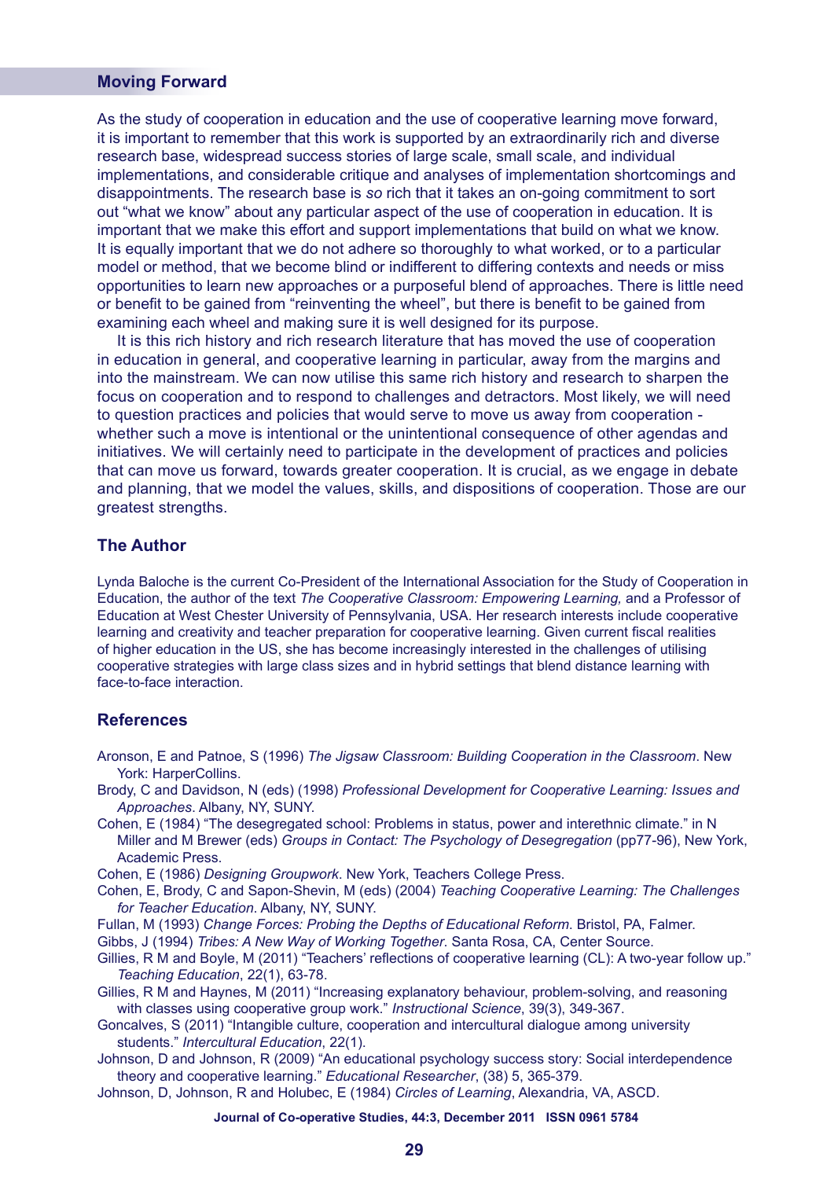## Moving Forward

As the study of cooperation in education and the use of cooperative learning move forward, it is important to remember that this work is supported by an extraordinarily rich and diverse research base, widespread success stories of large scale, small scale, and individual implementations, and considerable critique and analyses of implementation shortcomings and disappointments. The research base is *so* rich that it takes an on-going commitment to sort out "what we know" about any particular aspect of the use of cooperation in education. It is important that we make this effort and support implementations that build on what we know. It is equally important that we do not adhere so thoroughly to what worked, or to a particular model or method, that we become blind or indifferent to differing contexts and needs or miss opportunities to learn new approaches or a purposeful blend of approaches. There is little need or benefit to be gained from "reinventing the wheel", but there is benefit to be gained from examining each wheel and making sure it is well designed for its purpose.

It is this rich history and rich research literature that has moved the use of cooperation in education in general, and cooperative learning in particular, away from the margins and into the mainstream. We can now utilise this same rich history and research to sharpen the focus on cooperation and to respond to challenges and detractors. Most likely, we will need to question practices and policies that would serve to move us away from cooperation - whether such a move is intentional or the unintentional consequence of other agendas and initiatives. We will certainly need to participate in the development of practices and policies that can move us forward, towards greater cooperation. It is crucial, as we engage in debate and planning, that we model the values, skills, and dispositions of cooperation. Those are our greatest strengths.

## The Author

Lynda Baloche is the current Co-President of the International Association for the Study of Cooperation in Education, the author of the text *The Cooperative Classroom: Empowering Learning,* and a Professor of Education at West Chester University of Pennsylvania, USA. Her research interests include cooperative learning and creativity and teacher preparation for cooperative learning. Given current fiscal realities of higher education in the US, she has become increasingly interested in the challenges of utilising cooperative strategies with large class sizes and in hybrid settings that blend distance learning with face-to-face interaction.

## References

Aronson, E and Patnoe, S (1996) *The Jigsaw Classroom: Building Cooperation in the Classroom*. New York: HarperCollins.

Brody, C and Davidson, N (eds) (1998) *Professional Development for Cooperative Learning: Issues and Approaches*. Albany, NY, SUNY.

Cohen, E (1984) "The desegregated school: Problems in status, power and interethnic climate." in N Miller and M Brewer (eds) *Groups in Contact: The Psychology of Desegregation* (pp77-96), New York, Academic Press.

Cohen, E (1986) *Designing Groupwork*. New York, Teachers College Press.

Cohen, E, Brody, C and Sapon-Shevin, M (eds) (2004) *Teaching Cooperative Learning: The Challenges for Teacher Education*. Albany, NY, SUNY.

Fullan, M (1993) *Change Forces: Probing the Depths of Educational Reform*. Bristol, PA, Falmer.

Gibbs, J (1994) *Tribes: A New Way of Working Together*. Santa Rosa, CA, Center Source.

Gillies, R M and Boyle, M (2011) "Teachers' reflections of cooperative learning (CL): A two-year follow up." *Teaching Education*, 22(1), 63-78.

Gillies, R M and Haynes, M (2011) "Increasing explanatory behaviour, problem-solving, and reasoning with classes using cooperative group work." *Instructional Science*, 39(3), 349-367.

Goncalves, S (2011) "Intangible culture, cooperation and intercultural dialogue among university students." *Intercultural Education*, 22(1).

Johnson, D and Johnson, R (2009) "An educational psychology success story: Social interdependence theory and cooperative learning." *Educational Researcher*, (38) 5, 365-379.

Johnson, D, Johnson, R and Holubec, E (1984) *Circles of Learning*, Alexandria, VA, ASCD.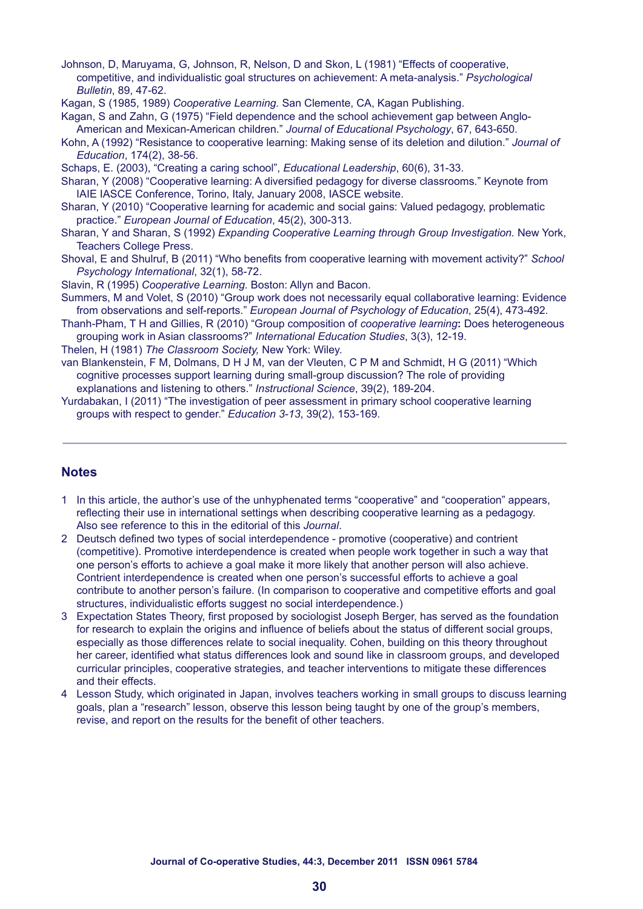Johnson, D, Maruyama, G, Johnson, R, Nelson, D and Skon, L (1981) "Effects of cooperative, competitive, and individualistic goal structures on achievement: A meta-analysis." *Psychological Bulletin*, 89, 47-62.

Kagan, S (1985, 1989) *Cooperative Learning.* San Clemente, CA, Kagan Publishing.

Kagan, S and Zahn, G (1975) "Field dependence and the school achievement gap between Anglo-American and Mexican-American children." *Journal of Educational Psychology*, 67, 643-650.

Kohn, A (1992) "Resistance to cooperative learning: Making sense of its deletion and dilution." *Journal of Education*, 174(2), 38-56.

Schaps, E. (2003), "Creating a caring school", *Educational Leadership*, 60(6), 31-33.

Sharan, Y (2008) "Cooperative learning: A diversified pedagogy for diverse classrooms." Keynote from IAIE IASCE Conference, Torino, Italy, January 2008, IASCE website.

Sharan, Y (2010) "Cooperative learning for academic and social gains: Valued pedagogy, problematic practice." *European Journal of Education*, 45(2), 300-313.

Sharan, Y and Sharan, S (1992) *Expanding Cooperative Learning through Group Investigation.* New York, Teachers College Press.

Shoval, E and Shulruf, B (2011) "Who benefits from cooperative learning with movement activity?" *School Psychology International*, 32(1), 58-72.

Slavin, R (1995) *Cooperative Learning.* Boston: Allyn and Bacon.

Summers, M and Volet, S (2010) "Group work does not necessarily equal collaborative learning: Evidence from observations and self-reports." *European Journal of Psychology of Education*, 25(4), 473-492.

Thanh-Pham, T H and Gillies, R (2010) "Group composition of *cooperative learning***:** Does heterogeneous grouping work in Asian classrooms?" *International Education Studies*, 3(3), 12-19.

Thelen, H (1981) *The Classroom Society,* New York: Wiley.

van Blankenstein, F M, Dolmans, D H J M, van der Vleuten, C P M and Schmidt, H G (2011) "Which cognitive processes support learning during small-group discussion? The role of providing explanations and listening to others." *Instructional Science*, 39(2), 189-204.

Yurdabakan, I (2011) "The investigation of peer assessment in primary school cooperative learning groups with respect to gender." *Education 3-13*, 39(2), 153-169.

---

## Notes

1. In this article, the author's use of the unhyphenated terms "cooperative" and "cooperation" appears, reflecting their use in international settings when describing cooperative learning as a pedagogy. Also see reference to this in the editorial of this *Journal*.
2. Deutsch defined two types of social interdependence - promotive (cooperative) and contrient (competitive). Promotive interdependence is created when people work together in such a way that one person's efforts to achieve a goal make it more likely that another person will also achieve. Contrient interdependence is created when one person's successful efforts to achieve a goal contribute to another person's failure. (In comparison to cooperative and competitive efforts and goal structures, individualistic efforts suggest no social interdependence.)
3. Expectation States Theory, first proposed by sociologist Joseph Berger, has served as the foundation for research to explain the origins and influence of beliefs about the status of different social groups, especially as those differences relate to social inequality. Cohen, building on this theory throughout her career, identified what status differences look and sound like in classroom groups, and developed curricular principles, cooperative strategies, and teacher interventions to mitigate these differences and their effects.
4. Lesson Study, which originated in Japan, involves teachers working in small groups to discuss learning goals, plan a "research" lesson, observe this lesson being taught by one of the group's members, revise, and report on the results for the benefit of other teachers.